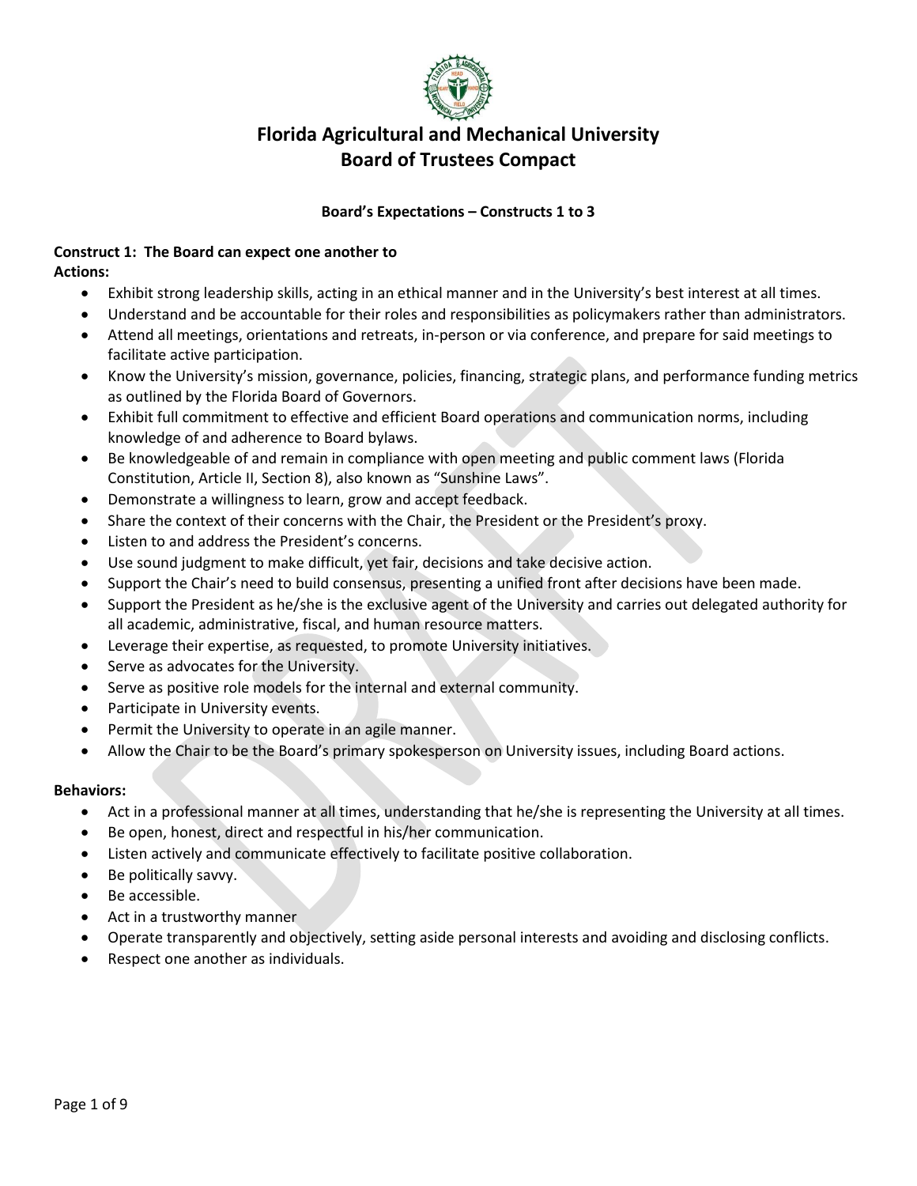# Florida Agricultural and Mechanical University
# Board of Trustees Compact

### Board's Expectations – Constructs 1 to 3

**Construct 1: The Board can expect one another to**

**Actions:**

- Exhibit strong leadership skills, acting in an ethical manner and in the University's best interest at all times.
- Understand and be accountable for their roles and responsibilities as policymakers rather than administrators.
- Attend all meetings, orientations and retreats, in-person or via conference, and prepare for said meetings to facilitate active participation.
- Know the University's mission, governance, policies, financing, strategic plans, and performance funding metrics as outlined by the Florida Board of Governors.
- Exhibit full commitment to effective and efficient Board operations and communication norms, including knowledge of and adherence to Board bylaws.
- Be knowledgeable of and remain in compliance with open meeting and public comment laws (Florida Constitution, Article II, Section 8), also known as "Sunshine Laws".
- Demonstrate a willingness to learn, grow and accept feedback.
- Share the context of their concerns with the Chair, the President or the President's proxy.
- Listen to and address the President's concerns.
- Use sound judgment to make difficult, yet fair, decisions and take decisive action.
- Support the Chair's need to build consensus, presenting a unified front after decisions have been made.
- Support the President as he/she is the exclusive agent of the University and carries out delegated authority for all academic, administrative, fiscal, and human resource matters.
- Leverage their expertise, as requested, to promote University initiatives.
- Serve as advocates for the University.
- Serve as positive role models for the internal and external community.
- Participate in University events.
- Permit the University to operate in an agile manner.
- Allow the Chair to be the Board's primary spokesperson on University issues, including Board actions.

**Behaviors:**

- Act in a professional manner at all times, understanding that he/she is representing the University at all times.
- Be open, honest, direct and respectful in his/her communication.
- Listen actively and communicate effectively to facilitate positive collaboration.
- Be politically savvy.
- Be accessible.
- Act in a trustworthy manner
- Operate transparently and objectively, setting aside personal interests and avoiding and disclosing conflicts.
- Respect one another as individuals.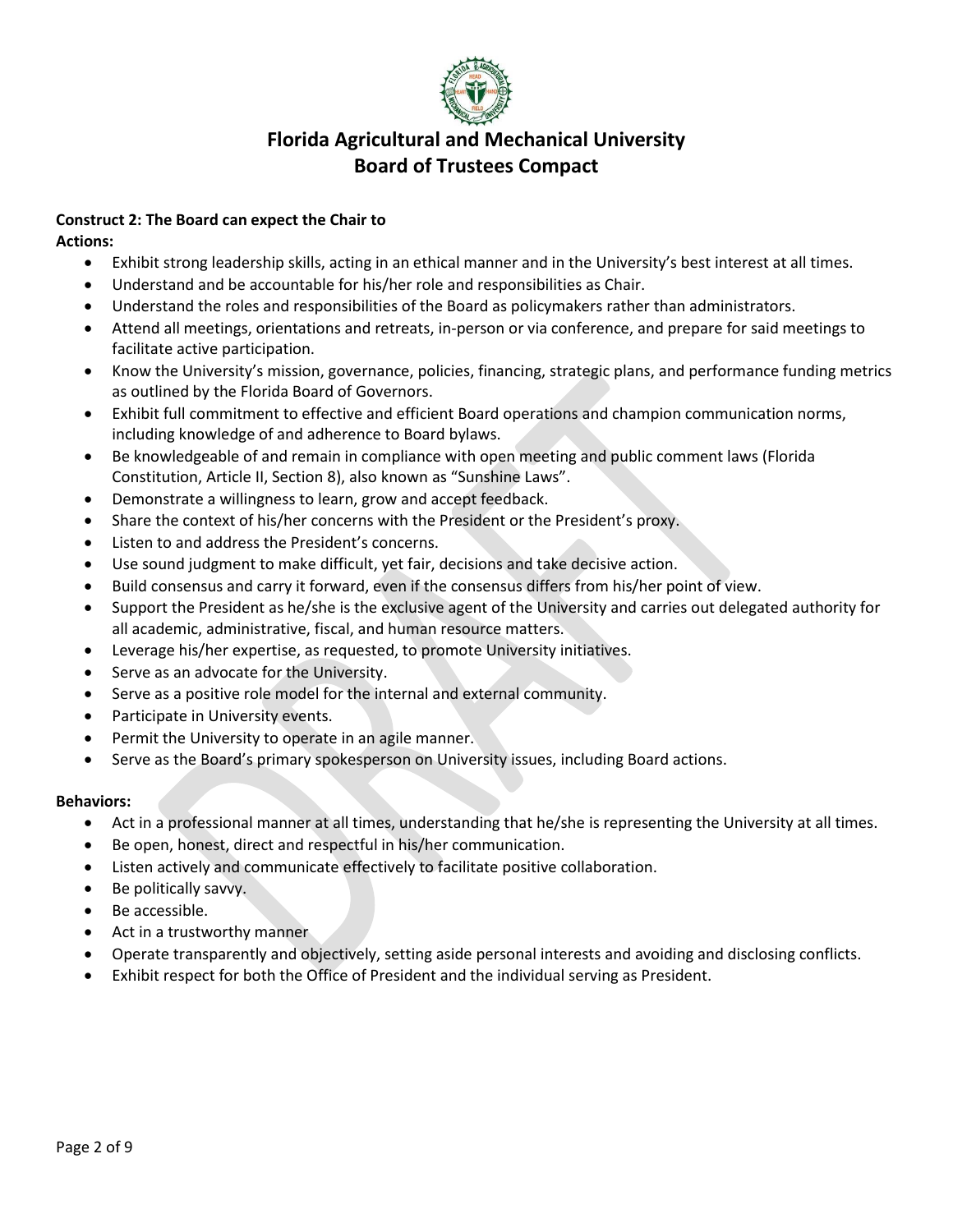# Florida Agricultural and Mechanical University
## Board of Trustees Compact

**Construct 2: The Board can expect the Chair to**

**Actions:**

- Exhibit strong leadership skills, acting in an ethical manner and in the University's best interest at all times.
- Understand and be accountable for his/her role and responsibilities as Chair.
- Understand the roles and responsibilities of the Board as policymakers rather than administrators.
- Attend all meetings, orientations and retreats, in-person or via conference, and prepare for said meetings to facilitate active participation.
- Know the University's mission, governance, policies, financing, strategic plans, and performance funding metrics as outlined by the Florida Board of Governors.
- Exhibit full commitment to effective and efficient Board operations and champion communication norms, including knowledge of and adherence to Board bylaws.
- Be knowledgeable of and remain in compliance with open meeting and public comment laws (Florida Constitution, Article II, Section 8), also known as "Sunshine Laws".
- Demonstrate a willingness to learn, grow and accept feedback.
- Share the context of his/her concerns with the President or the President's proxy.
- Listen to and address the President's concerns.
- Use sound judgment to make difficult, yet fair, decisions and take decisive action.
- Build consensus and carry it forward, even if the consensus differs from his/her point of view.
- Support the President as he/she is the exclusive agent of the University and carries out delegated authority for all academic, administrative, fiscal, and human resource matters.
- Leverage his/her expertise, as requested, to promote University initiatives.
- Serve as an advocate for the University.
- Serve as a positive role model for the internal and external community.
- Participate in University events.
- Permit the University to operate in an agile manner.
- Serve as the Board's primary spokesperson on University issues, including Board actions.

**Behaviors:**

- Act in a professional manner at all times, understanding that he/she is representing the University at all times.
- Be open, honest, direct and respectful in his/her communication.
- Listen actively and communicate effectively to facilitate positive collaboration.
- Be politically savvy.
- Be accessible.
- Act in a trustworthy manner
- Operate transparently and objectively, setting aside personal interests and avoiding and disclosing conflicts.
- Exhibit respect for both the Office of President and the individual serving as President.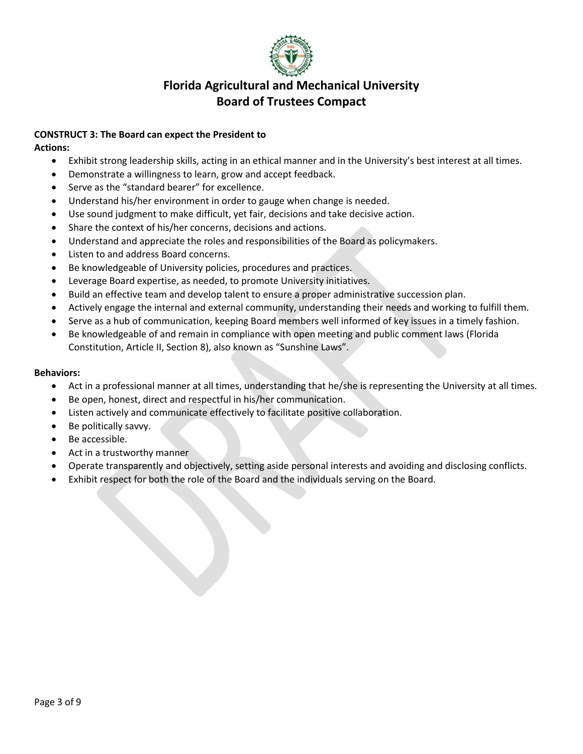# Florida Agricultural and Mechanical University
## Board of Trustees Compact

**CONSTRUCT 3: The Board can expect the President to**

**Actions:**

- Exhibit strong leadership skills, acting in an ethical manner and in the University's best interest at all times.
- Demonstrate a willingness to learn, grow and accept feedback.
- Serve as the "standard bearer" for excellence.
- Understand his/her environment in order to gauge when change is needed.
- Use sound judgment to make difficult, yet fair, decisions and take decisive action.
- Share the context of his/her concerns, decisions and actions.
- Understand and appreciate the roles and responsibilities of the Board as policymakers.
- Listen to and address Board concerns.
- Be knowledgeable of University policies, procedures and practices.
- Leverage Board expertise, as needed, to promote University initiatives.
- Build an effective team and develop talent to ensure a proper administrative succession plan.
- Actively engage the internal and external community, understanding their needs and working to fulfill them.
- Serve as a hub of communication, keeping Board members well informed of key issues in a timely fashion.
- Be knowledgeable of and remain in compliance with open meeting and public comment laws (Florida Constitution, Article II, Section 8), also known as "Sunshine Laws".

**Behaviors:**

- Act in a professional manner at all times, understanding that he/she is representing the University at all times.
- Be open, honest, direct and respectful in his/her communication.
- Listen actively and communicate effectively to facilitate positive collaboration.
- Be politically savvy.
- Be accessible.
- Act in a trustworthy manner
- Operate transparently and objectively, setting aside personal interests and avoiding and disclosing conflicts.
- Exhibit respect for both the role of the Board and the individuals serving on the Board.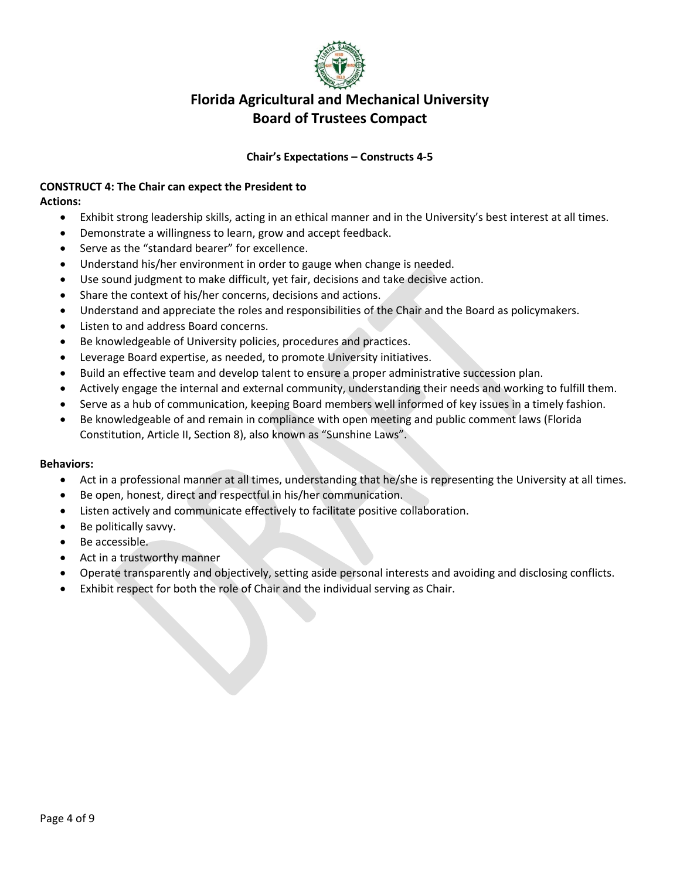# Florida Agricultural and Mechanical University Board of Trustees Compact

**Chair's Expectations – Constructs 4-5**

**CONSTRUCT 4: The Chair can expect the President to**

**Actions:**

- Exhibit strong leadership skills, acting in an ethical manner and in the University's best interest at all times.
- Demonstrate a willingness to learn, grow and accept feedback.
- Serve as the "standard bearer" for excellence.
- Understand his/her environment in order to gauge when change is needed.
- Use sound judgment to make difficult, yet fair, decisions and take decisive action.
- Share the context of his/her concerns, decisions and actions.
- Understand and appreciate the roles and responsibilities of the Chair and the Board as policymakers.
- Listen to and address Board concerns.
- Be knowledgeable of University policies, procedures and practices.
- Leverage Board expertise, as needed, to promote University initiatives.
- Build an effective team and develop talent to ensure a proper administrative succession plan.
- Actively engage the internal and external community, understanding their needs and working to fulfill them.
- Serve as a hub of communication, keeping Board members well informed of key issues in a timely fashion.
- Be knowledgeable of and remain in compliance with open meeting and public comment laws (Florida Constitution, Article II, Section 8), also known as "Sunshine Laws".

**Behaviors:**

- Act in a professional manner at all times, understanding that he/she is representing the University at all times.
- Be open, honest, direct and respectful in his/her communication.
- Listen actively and communicate effectively to facilitate positive collaboration.
- Be politically savvy.
- Be accessible.
- Act in a trustworthy manner
- Operate transparently and objectively, setting aside personal interests and avoiding and disclosing conflicts.
- Exhibit respect for both the role of Chair and the individual serving as Chair.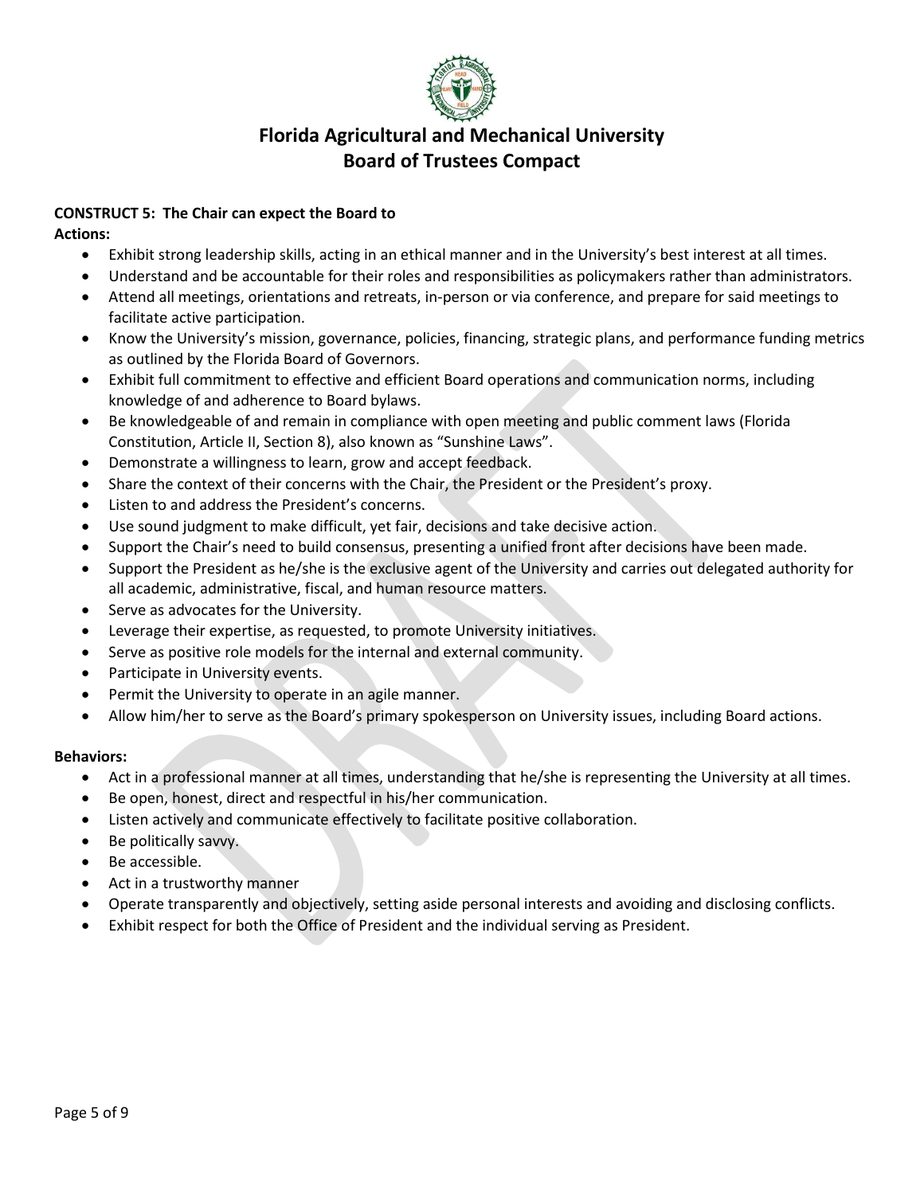# Florida Agricultural and Mechanical University
# Board of Trustees Compact

**CONSTRUCT 5: The Chair can expect the Board to**

**Actions:**

- Exhibit strong leadership skills, acting in an ethical manner and in the University's best interest at all times.
- Understand and be accountable for their roles and responsibilities as policymakers rather than administrators.
- Attend all meetings, orientations and retreats, in-person or via conference, and prepare for said meetings to facilitate active participation.
- Know the University's mission, governance, policies, financing, strategic plans, and performance funding metrics as outlined by the Florida Board of Governors.
- Exhibit full commitment to effective and efficient Board operations and communication norms, including knowledge of and adherence to Board bylaws.
- Be knowledgeable of and remain in compliance with open meeting and public comment laws (Florida Constitution, Article II, Section 8), also known as "Sunshine Laws".
- Demonstrate a willingness to learn, grow and accept feedback.
- Share the context of their concerns with the Chair, the President or the President's proxy.
- Listen to and address the President's concerns.
- Use sound judgment to make difficult, yet fair, decisions and take decisive action.
- Support the Chair's need to build consensus, presenting a unified front after decisions have been made.
- Support the President as he/she is the exclusive agent of the University and carries out delegated authority for all academic, administrative, fiscal, and human resource matters.
- Serve as advocates for the University.
- Leverage their expertise, as requested, to promote University initiatives.
- Serve as positive role models for the internal and external community.
- Participate in University events.
- Permit the University to operate in an agile manner.
- Allow him/her to serve as the Board's primary spokesperson on University issues, including Board actions.

**Behaviors:**

- Act in a professional manner at all times, understanding that he/she is representing the University at all times.
- Be open, honest, direct and respectful in his/her communication.
- Listen actively and communicate effectively to facilitate positive collaboration.
- Be politically savvy.
- Be accessible.
- Act in a trustworthy manner
- Operate transparently and objectively, setting aside personal interests and avoiding and disclosing conflicts.
- Exhibit respect for both the Office of President and the individual serving as President.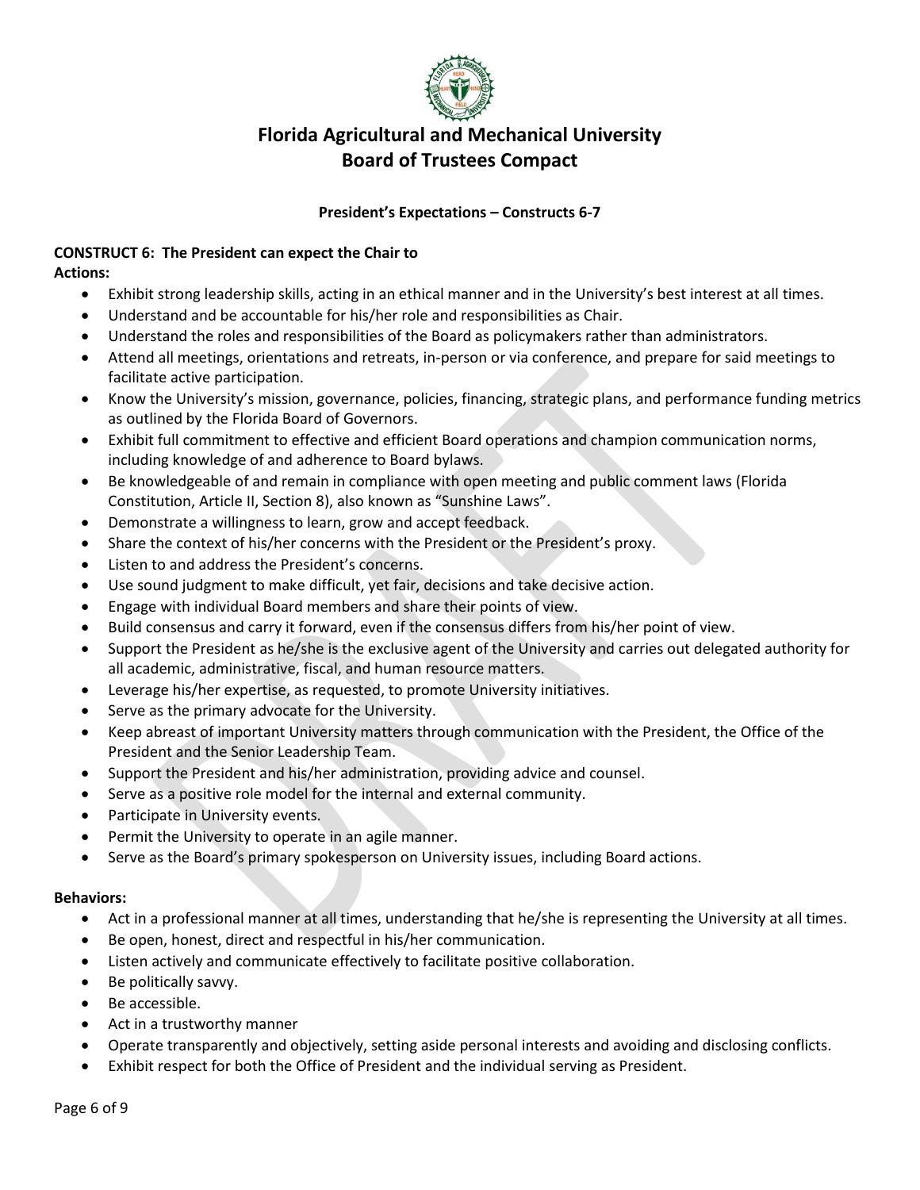# Florida Agricultural and Mechanical University Board of Trustees Compact

### President's Expectations – Constructs 6-7

**CONSTRUCT 6: The President can expect the Chair to**

**Actions:**

- Exhibit strong leadership skills, acting in an ethical manner and in the University's best interest at all times.
- Understand and be accountable for his/her role and responsibilities as Chair.
- Understand the roles and responsibilities of the Board as policymakers rather than administrators.
- Attend all meetings, orientations and retreats, in-person or via conference, and prepare for said meetings to facilitate active participation.
- Know the University's mission, governance, policies, financing, strategic plans, and performance funding metrics as outlined by the Florida Board of Governors.
- Exhibit full commitment to effective and efficient Board operations and champion communication norms, including knowledge of and adherence to Board bylaws.
- Be knowledgeable of and remain in compliance with open meeting and public comment laws (Florida Constitution, Article II, Section 8), also known as "Sunshine Laws".
- Demonstrate a willingness to learn, grow and accept feedback.
- Share the context of his/her concerns with the President or the President's proxy.
- Listen to and address the President's concerns.
- Use sound judgment to make difficult, yet fair, decisions and take decisive action.
- Engage with individual Board members and share their points of view.
- Build consensus and carry it forward, even if the consensus differs from his/her point of view.
- Support the President as he/she is the exclusive agent of the University and carries out delegated authority for all academic, administrative, fiscal, and human resource matters.
- Leverage his/her expertise, as requested, to promote University initiatives.
- Serve as the primary advocate for the University.
- Keep abreast of important University matters through communication with the President, the Office of the President and the Senior Leadership Team.
- Support the President and his/her administration, providing advice and counsel.
- Serve as a positive role model for the internal and external community.
- Participate in University events.
- Permit the University to operate in an agile manner.
- Serve as the Board's primary spokesperson on University issues, including Board actions.

**Behaviors:**

- Act in a professional manner at all times, understanding that he/she is representing the University at all times.
- Be open, honest, direct and respectful in his/her communication.
- Listen actively and communicate effectively to facilitate positive collaboration.
- Be politically savvy.
- Be accessible.
- Act in a trustworthy manner
- Operate transparently and objectively, setting aside personal interests and avoiding and disclosing conflicts.
- Exhibit respect for both the Office of President and the individual serving as President.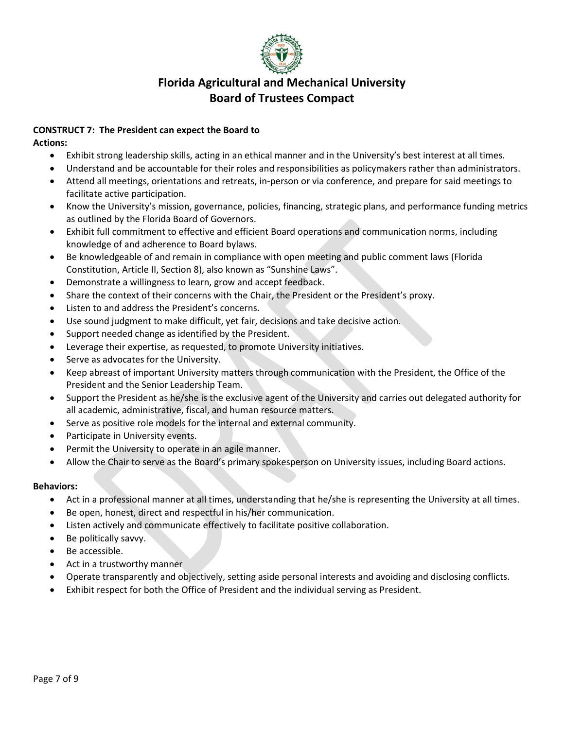# Florida Agricultural and Mechanical University
# Board of Trustees Compact

**CONSTRUCT 7: The President can expect the Board to**

**Actions:**

- Exhibit strong leadership skills, acting in an ethical manner and in the University's best interest at all times.
- Understand and be accountable for their roles and responsibilities as policymakers rather than administrators.
- Attend all meetings, orientations and retreats, in-person or via conference, and prepare for said meetings to facilitate active participation.
- Know the University's mission, governance, policies, financing, strategic plans, and performance funding metrics as outlined by the Florida Board of Governors.
- Exhibit full commitment to effective and efficient Board operations and communication norms, including knowledge of and adherence to Board bylaws.
- Be knowledgeable of and remain in compliance with open meeting and public comment laws (Florida Constitution, Article II, Section 8), also known as "Sunshine Laws".
- Demonstrate a willingness to learn, grow and accept feedback.
- Share the context of their concerns with the Chair, the President or the President's proxy.
- Listen to and address the President's concerns.
- Use sound judgment to make difficult, yet fair, decisions and take decisive action.
- Support needed change as identified by the President.
- Leverage their expertise, as requested, to promote University initiatives.
- Serve as advocates for the University.
- Keep abreast of important University matters through communication with the President, the Office of the President and the Senior Leadership Team.
- Support the President as he/she is the exclusive agent of the University and carries out delegated authority for all academic, administrative, fiscal, and human resource matters.
- Serve as positive role models for the internal and external community.
- Participate in University events.
- Permit the University to operate in an agile manner.
- Allow the Chair to serve as the Board's primary spokesperson on University issues, including Board actions.

**Behaviors:**

- Act in a professional manner at all times, understanding that he/she is representing the University at all times.
- Be open, honest, direct and respectful in his/her communication.
- Listen actively and communicate effectively to facilitate positive collaboration.
- Be politically savvy.
- Be accessible.
- Act in a trustworthy manner
- Operate transparently and objectively, setting aside personal interests and avoiding and disclosing conflicts.
- Exhibit respect for both the Office of President and the individual serving as President.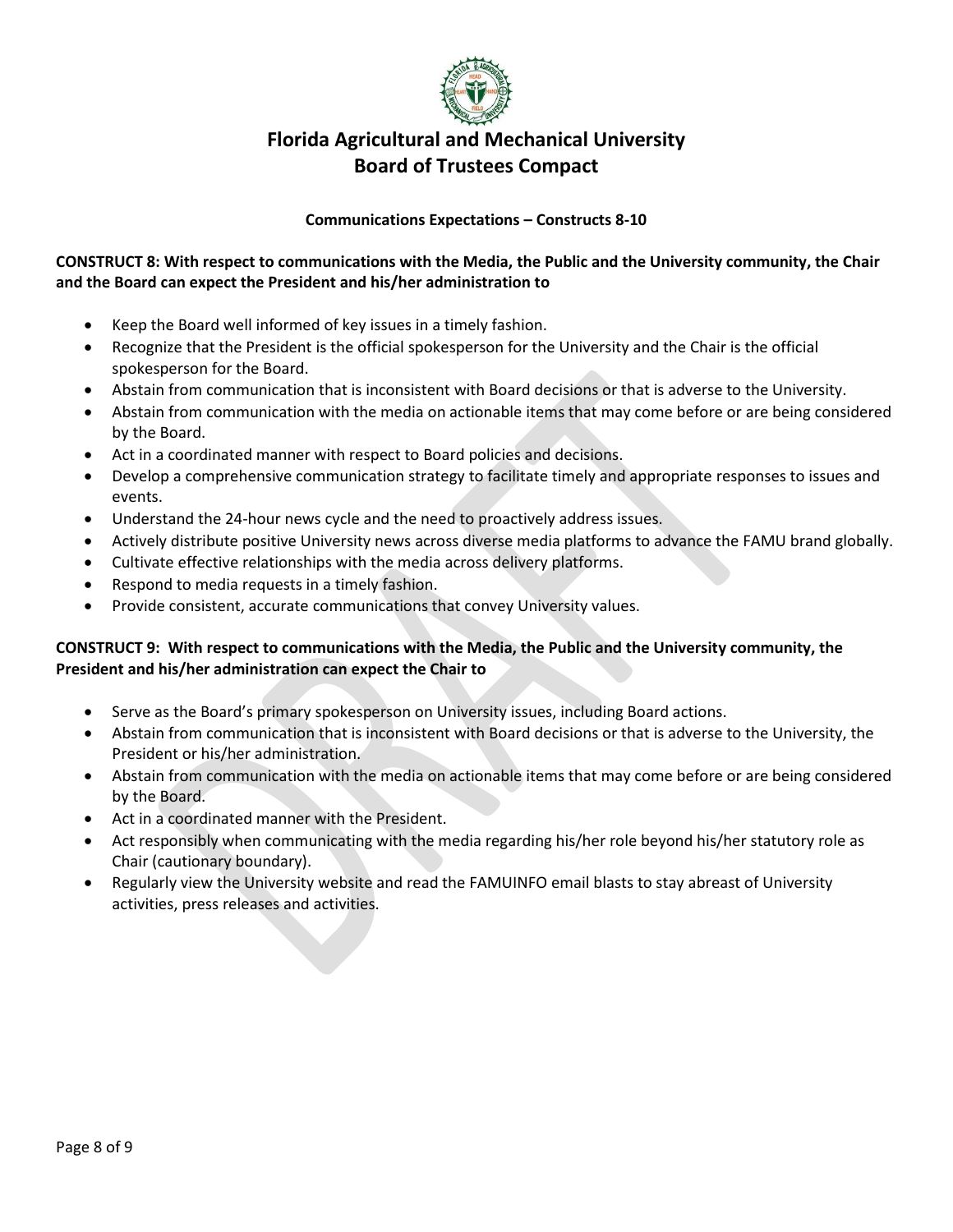# Florida Agricultural and Mechanical University
# Board of Trustees Compact

**Communications Expectations – Constructs 8-10**

**CONSTRUCT 8: With respect to communications with the Media, the Public and the University community, the Chair and the Board can expect the President and his/her administration to**

- Keep the Board well informed of key issues in a timely fashion.
- Recognize that the President is the official spokesperson for the University and the Chair is the official spokesperson for the Board.
- Abstain from communication that is inconsistent with Board decisions or that is adverse to the University.
- Abstain from communication with the media on actionable items that may come before or are being considered by the Board.
- Act in a coordinated manner with respect to Board policies and decisions.
- Develop a comprehensive communication strategy to facilitate timely and appropriate responses to issues and events.
- Understand the 24-hour news cycle and the need to proactively address issues.
- Actively distribute positive University news across diverse media platforms to advance the FAMU brand globally.
- Cultivate effective relationships with the media across delivery platforms.
- Respond to media requests in a timely fashion.
- Provide consistent, accurate communications that convey University values.

**CONSTRUCT 9: With respect to communications with the Media, the Public and the University community, the President and his/her administration can expect the Chair to**

- Serve as the Board's primary spokesperson on University issues, including Board actions.
- Abstain from communication that is inconsistent with Board decisions or that is adverse to the University, the President or his/her administration.
- Abstain from communication with the media on actionable items that may come before or are being considered by the Board.
- Act in a coordinated manner with the President.
- Act responsibly when communicating with the media regarding his/her role beyond his/her statutory role as Chair (cautionary boundary).
- Regularly view the University website and read the FAMUINFO email blasts to stay abreast of University activities, press releases and activities.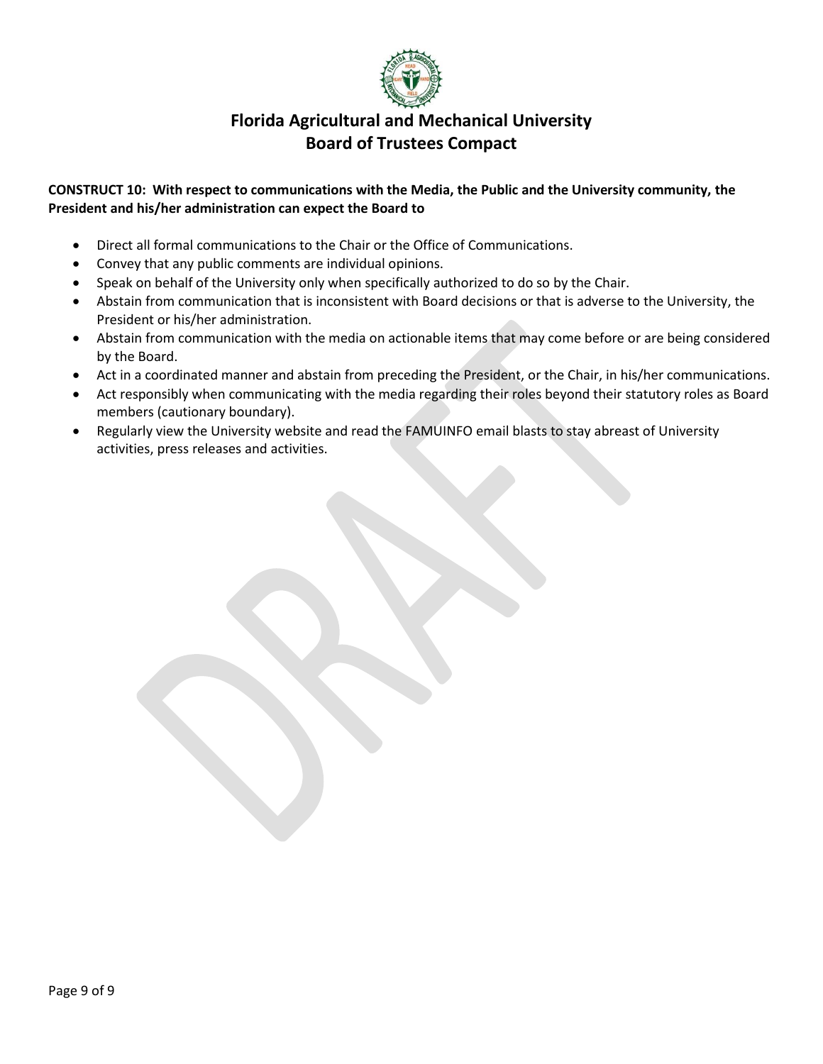# Florida Agricultural and Mechanical University
# Board of Trustees Compact

**CONSTRUCT 10: With respect to communications with the Media, the Public and the University community, the President and his/her administration can expect the Board to**

- Direct all formal communications to the Chair or the Office of Communications.
- Convey that any public comments are individual opinions.
- Speak on behalf of the University only when specifically authorized to do so by the Chair.
- Abstain from communication that is inconsistent with Board decisions or that is adverse to the University, the President or his/her administration.
- Abstain from communication with the media on actionable items that may come before or are being considered by the Board.
- Act in a coordinated manner and abstain from preceding the President, or the Chair, in his/her communications.
- Act responsibly when communicating with the media regarding their roles beyond their statutory roles as Board members (cautionary boundary).
- Regularly view the University website and read the FAMUINFO email blasts to stay abreast of University activities, press releases and activities.